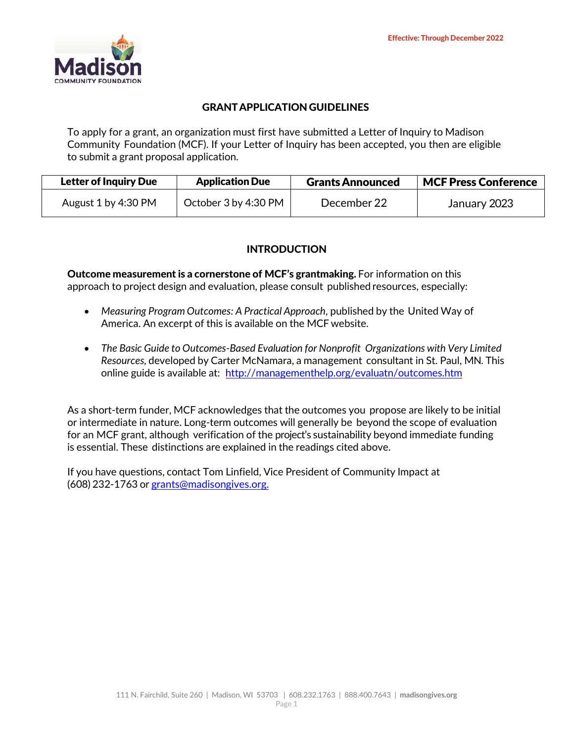Effective: Through December 2022

## GRANT APPLICATION GUIDELINES

To apply for a grant, an organization must first have submitted a Letter of Inquiry to Madison Community Foundation (MCF). If your Letter of Inquiry has been accepted, you then are eligible to submit a grant proposal application.

| Letter of Inquiry Due | Application Due | Grants Announced | MCF Press Conference |
|---|---|---|---|
| August 1 by 4:30 PM | October 3 by 4:30 PM | December 22 | January 2023 |

## INTRODUCTION

**Outcome measurement is a cornerstone of MCF's grantmaking.** For information on this approach to project design and evaluation, please consult published resources, especially:

- *Measuring Program Outcomes: A Practical Approach*, published by the United Way of America. An excerpt of this is available on the MCF website.
- *The Basic Guide to Outcomes-Based Evaluation for Nonprofit Organizations with Very Limited Resources*, developed by Carter McNamara, a management consultant in St. Paul, MN. This online guide is available at: http://managementhelp.org/evaluatn/outcomes.htm

As a short-term funder, MCF acknowledges that the outcomes you propose are likely to be initial or intermediate in nature. Long-term outcomes will generally be beyond the scope of evaluation for an MCF grant, although verification of the project's sustainability beyond immediate funding is essential. These distinctions are explained in the readings cited above.

If you have questions, contact Tom Linfield, Vice President of Community Impact at (608) 232-1763 or grants@madisongives.org.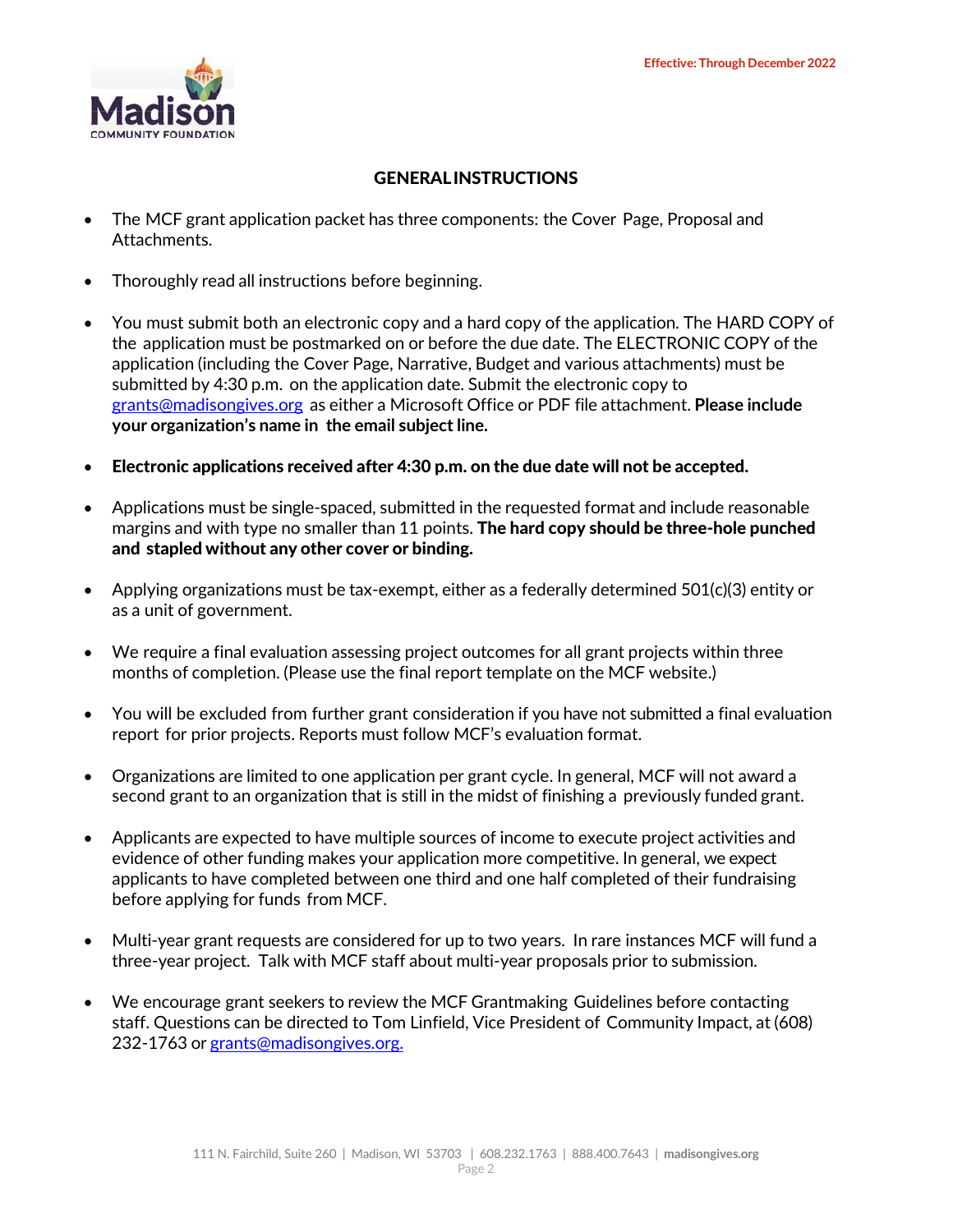Effective: Through December 2022

## GENERAL INSTRUCTIONS

- The MCF grant application packet has three components: the Cover Page, Proposal and Attachments.
- Thoroughly read all instructions before beginning.
- You must submit both an electronic copy and a hard copy of the application. The HARD COPY of the application must be postmarked on or before the due date. The ELECTRONIC COPY of the application (including the Cover Page, Narrative, Budget and various attachments) must be submitted by 4:30 p.m. on the application date. Submit the electronic copy to grants@madisongives.org as either a Microsoft Office or PDF file attachment. **Please include your organization's name in the email subject line.**
- **Electronic applications received after 4:30 p.m. on the due date will not be accepted.**
- Applications must be single-spaced, submitted in the requested format and include reasonable margins and with type no smaller than 11 points. **The hard copy should be three-hole punched and stapled without any other cover or binding.**
- Applying organizations must be tax-exempt, either as a federally determined 501(c)(3) entity or as a unit of government.
- We require a final evaluation assessing project outcomes for all grant projects within three months of completion. (Please use the final report template on the MCF website.)
- You will be excluded from further grant consideration if you have not submitted a final evaluation report for prior projects. Reports must follow MCF's evaluation format.
- Organizations are limited to one application per grant cycle. In general, MCF will not award a second grant to an organization that is still in the midst of finishing a previously funded grant.
- Applicants are expected to have multiple sources of income to execute project activities and evidence of other funding makes your application more competitive. In general, we expect applicants to have completed between one third and one half completed of their fundraising before applying for funds from MCF.
- Multi-year grant requests are considered for up to two years. In rare instances MCF will fund a three-year project. Talk with MCF staff about multi-year proposals prior to submission.
- We encourage grant seekers to review the MCF Grantmaking Guidelines before contacting staff. Questions can be directed to Tom Linfield, Vice President of Community Impact, at (608) 232-1763 or grants@madisongives.org.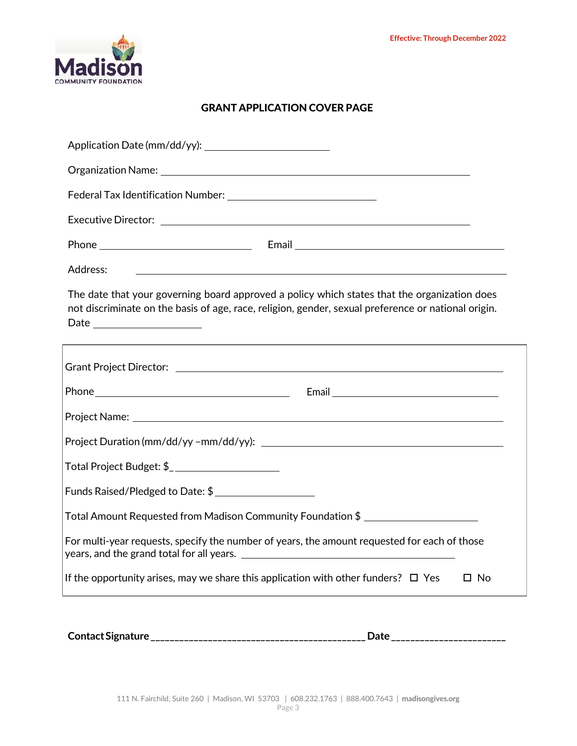Effective: Through December 2022

## GRANT APPLICATION COVER PAGE

Application Date (mm/dd/yy): ______________________

Organization Name: ______________________________________________________

Federal Tax Identification Number: __________________________

Executive Director: ______________________________________________________

Phone ___________________________ Email _____________________________________

Address: ________________________________________________________________

The date that your governing board approved a policy which states that the organization does not discriminate on the basis of age, race, religion, gender, sexual preference or national origin. Date ____________________

Grant Project Director: ____________________________________________________

Phone ___________________________________ Email ____________________________

Project Name: _____________________________________________________________

Project Duration (mm/dd/yy –mm/dd/yy): ____________________________________

Total Project Budget: $_____________________

Funds Raised/Pledged to Date: $__________________

Total Amount Requested from Madison Community Foundation $ _____________________

For multi-year requests, specify the number of years, the amount requested for each of those years, and the grand total for all years. _______________________________________

If the opportunity arises, may we share this application with other funders? ☐ Yes ☐ No

**Contact Signature** ___________________________________________ **Date** ______________________

111 N. Fairchild, Suite 260 | Madison, WI 53703 | 608.232.1763 | 888.400.7643 | **madisongives.org**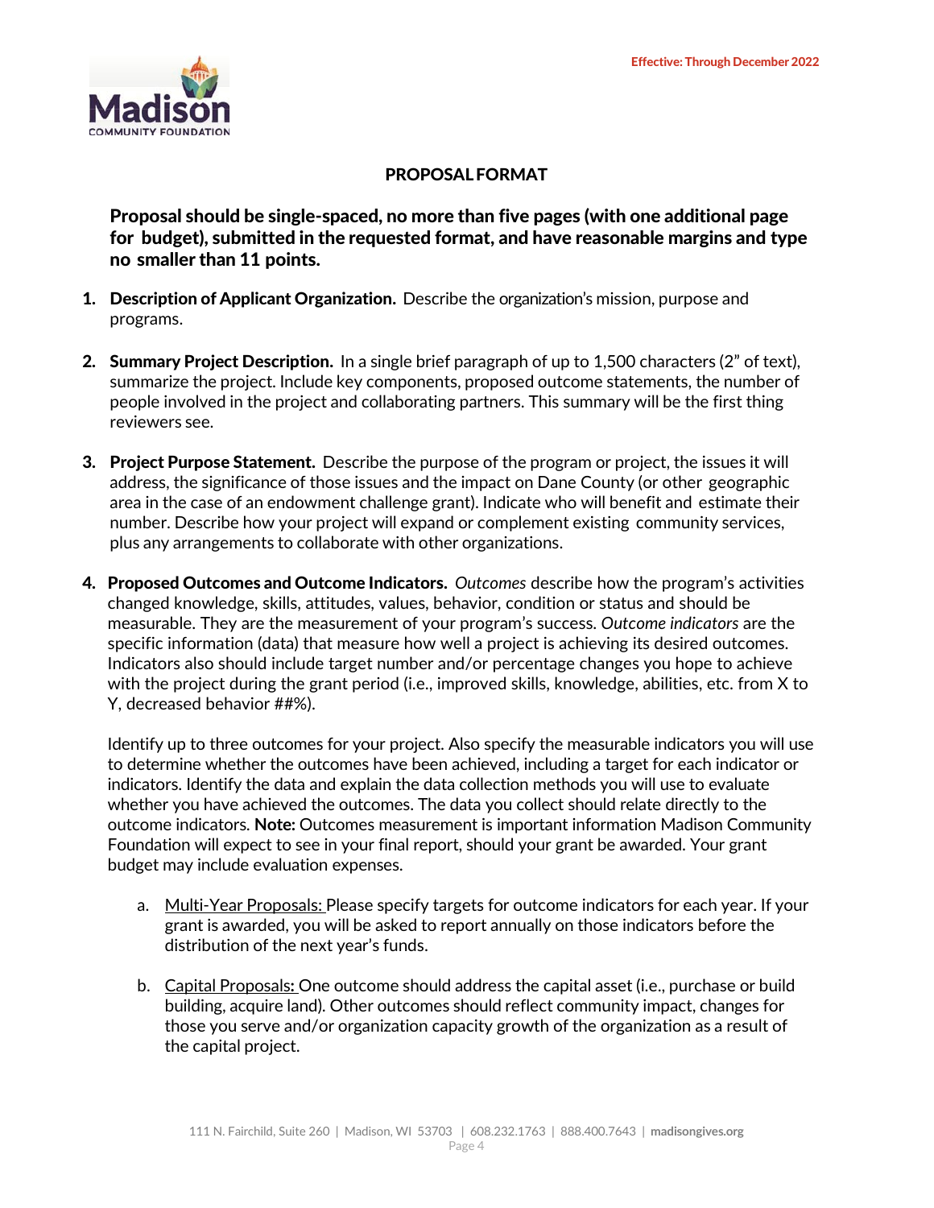Effective: Through December 2022

## PROPOSAL FORMAT

**Proposal should be single-spaced, no more than five pages (with one additional page for budget), submitted in the requested format, and have reasonable margins and type no smaller than 11 points.**

1. **Description of Applicant Organization.** Describe the organization's mission, purpose and programs.

2. **Summary Project Description.** In a single brief paragraph of up to 1,500 characters (2" of text), summarize the project. Include key components, proposed outcome statements, the number of people involved in the project and collaborating partners. This summary will be the first thing reviewers see.

3. **Project Purpose Statement.** Describe the purpose of the program or project, the issues it will address, the significance of those issues and the impact on Dane County (or other geographic area in the case of an endowment challenge grant). Indicate who will benefit and estimate their number. Describe how your project will expand or complement existing community services, plus any arrangements to collaborate with other organizations.

4. **Proposed Outcomes and Outcome Indicators.** *Outcomes* describe how the program's activities changed knowledge, skills, attitudes, values, behavior, condition or status and should be measurable. They are the measurement of your program's success. *Outcome indicators* are the specific information (data) that measure how well a project is achieving its desired outcomes. Indicators also should include target number and/or percentage changes you hope to achieve with the project during the grant period (i.e., improved skills, knowledge, abilities, etc. from X to Y, decreased behavior ##%).

   Identify up to three outcomes for your project. Also specify the measurable indicators you will use to determine whether the outcomes have been achieved, including a target for each indicator or indicators. Identify the data and explain the data collection methods you will use to evaluate whether you have achieved the outcomes. The data you collect should relate directly to the outcome indicators. **Note:** Outcomes measurement is important information Madison Community Foundation will expect to see in your final report, should your grant be awarded. Your grant budget may include evaluation expenses.

   a. Multi-Year Proposals: Please specify targets for outcome indicators for each year. If your grant is awarded, you will be asked to report annually on those indicators before the distribution of the next year's funds.

   b. Capital Proposals: One outcome should address the capital asset (i.e., purchase or build building, acquire land). Other outcomes should reflect community impact, changes for those you serve and/or organization capacity growth of the organization as a result of the capital project.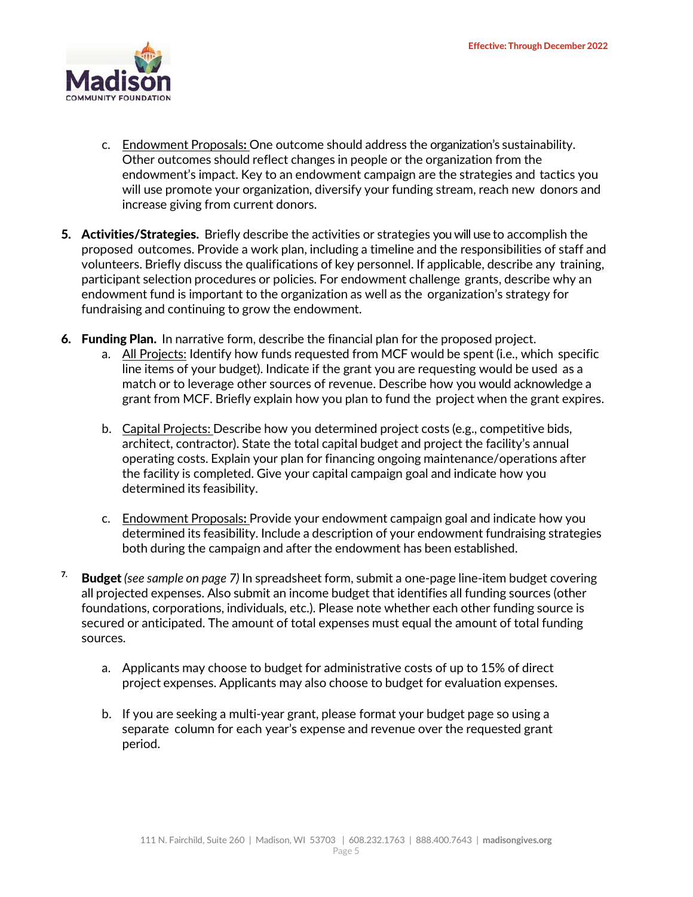c. Endowment Proposals: One outcome should address the organization's sustainability. Other outcomes should reflect changes in people or the organization from the endowment's impact. Key to an endowment campaign are the strategies and tactics you will use promote your organization, diversify your funding stream, reach new donors and increase giving from current donors.

5. **Activities/Strategies.** Briefly describe the activities or strategies you will use to accomplish the proposed outcomes. Provide a work plan, including a timeline and the responsibilities of staff and volunteers. Briefly discuss the qualifications of key personnel. If applicable, describe any training, participant selection procedures or policies. For endowment challenge grants, describe why an endowment fund is important to the organization as well as the organization's strategy for fundraising and continuing to grow the endowment.

6. **Funding Plan.** In narrative form, describe the financial plan for the proposed project.
   a. All Projects: Identify how funds requested from MCF would be spent (i.e., which specific line items of your budget). Indicate if the grant you are requesting would be used as a match or to leverage other sources of revenue. Describe how you would acknowledge a grant from MCF. Briefly explain how you plan to fund the project when the grant expires.

   b. Capital Projects: Describe how you determined project costs (e.g., competitive bids, architect, contractor). State the total capital budget and project the facility's annual operating costs. Explain your plan for financing ongoing maintenance/operations after the facility is completed. Give your capital campaign goal and indicate how you determined its feasibility.

   c. Endowment Proposals: Provide your endowment campaign goal and indicate how you determined its feasibility. Include a description of your endowment fundraising strategies both during the campaign and after the endowment has been established.

7. **Budget** *(see sample on page 7)* In spreadsheet form, submit a one-page line-item budget covering all projected expenses. Also submit an income budget that identifies all funding sources (other foundations, corporations, individuals, etc.). Please note whether each other funding source is secured or anticipated. The amount of total expenses must equal the amount of total funding sources.

   a. Applicants may choose to budget for administrative costs of up to 15% of direct project expenses. Applicants may also choose to budget for evaluation expenses.

   b. If you are seeking a multi-year grant, please format your budget page so using a separate column for each year's expense and revenue over the requested grant period.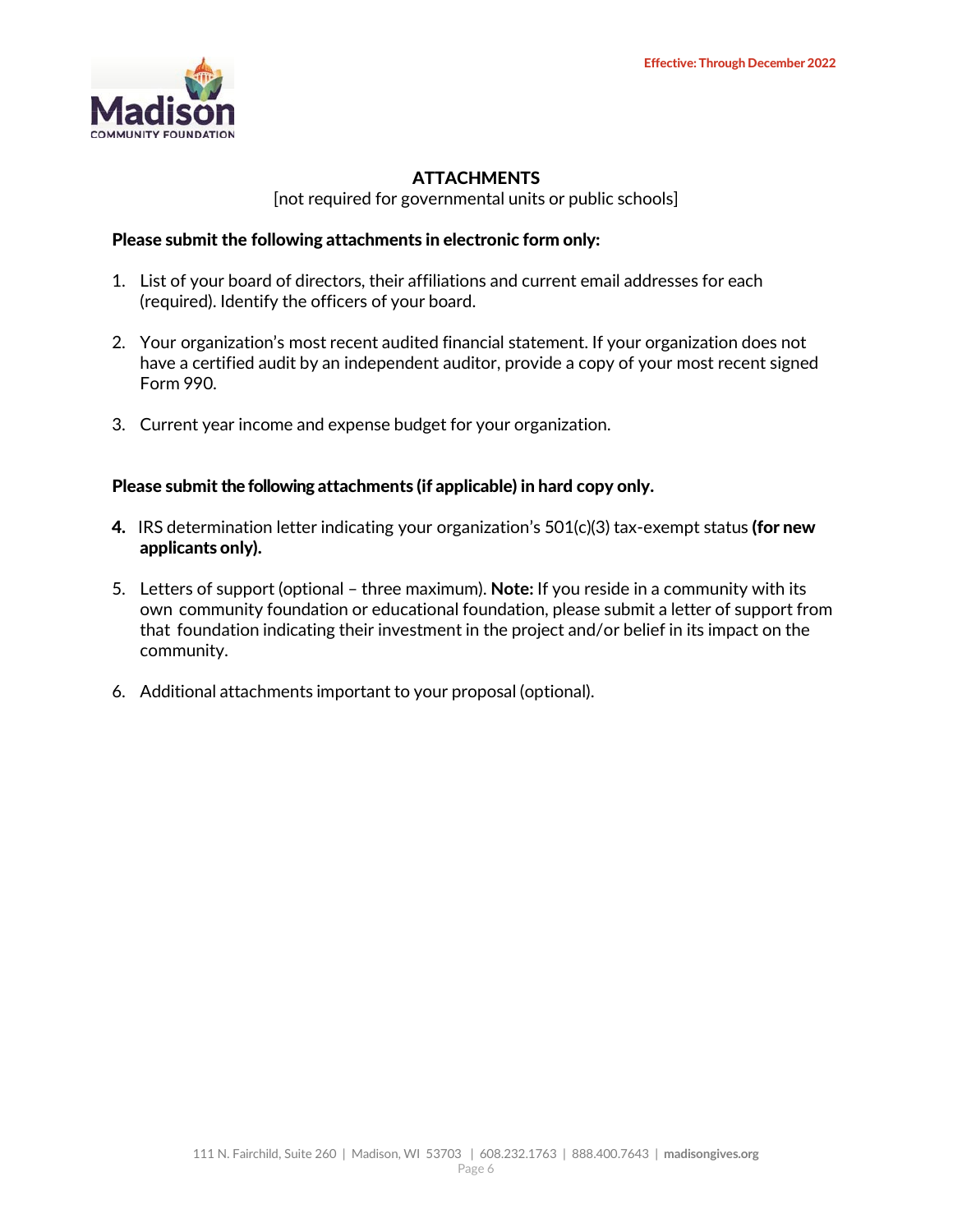Effective: Through December 2022

## ATTACHMENTS

[not required for governmental units or public schools]

**Please submit the following attachments in electronic form only:**

1. List of your board of directors, their affiliations and current email addresses for each (required). Identify the officers of your board.

2. Your organization's most recent audited financial statement. If your organization does not have a certified audit by an independent auditor, provide a copy of your most recent signed Form 990.

3. Current year income and expense budget for your organization.

**Please submit the following attachments (if applicable) in hard copy only.**

4. IRS determination letter indicating your organization's 501(c)(3) tax-exempt status **(for new applicants only).**

5. Letters of support (optional – three maximum). **Note:** If you reside in a community with its own community foundation or educational foundation, please submit a letter of support from that foundation indicating their investment in the project and/or belief in its impact on the community.

6. Additional attachments important to your proposal (optional).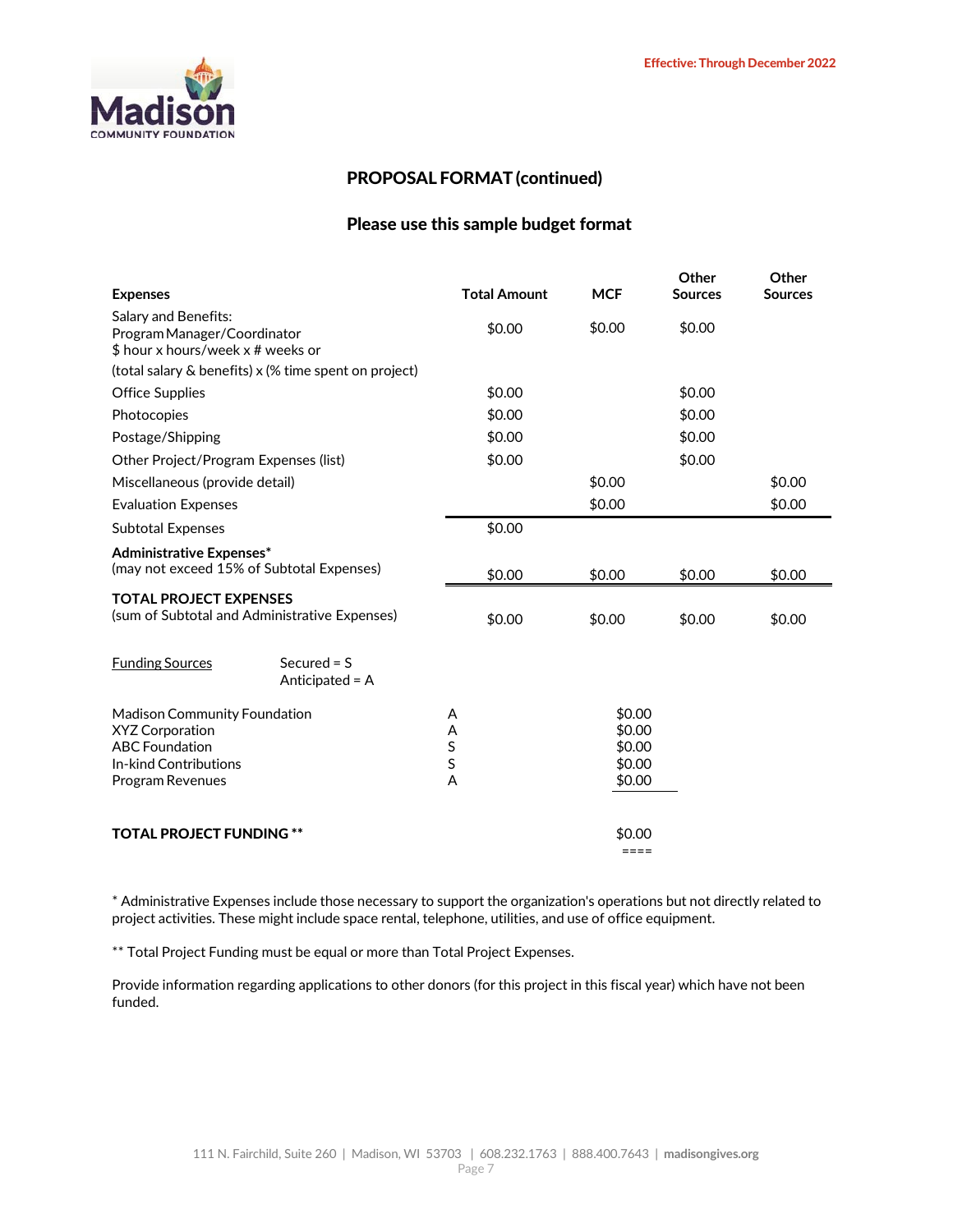Effective: Through December 2022

## PROPOSAL FORMAT (continued)

### Please use this sample budget format

| Expenses | Total Amount | MCF | Other Sources | Other Sources |
|---|---|---|---|---|
| Salary and Benefits:<br>Program Manager/Coordinator<br>$ hour x hours/week x # weeks or | $0.00 | $0.00 | $0.00 | |
| (total salary & benefits) x (% time spent on project) | | | | |
| Office Supplies | $0.00 | | $0.00 | |
| Photocopies | $0.00 | | $0.00 | |
| Postage/Shipping | $0.00 | | $0.00 | |
| Other Project/Program Expenses (list) | $0.00 | | $0.00 | |
| Miscellaneous (provide detail) | | $0.00 | | $0.00 |
| Evaluation Expenses | | $0.00 | | $0.00 |
| Subtotal Expenses | $0.00 | | | |
| **Administrative Expenses***<br>(may not exceed 15% of Subtotal Expenses) | $0.00 | $0.00 | $0.00 | $0.00 |
| **TOTAL PROJECT EXPENSES**<br>(sum of Subtotal and Administrative Expenses) | $0.00 | $0.00 | $0.00 | $0.00 |

<u>Funding Sources</u> Secured = S
Anticipated = A

| Funding Source | Status | Amount |
|---|---|---|
| Madison Community Foundation | A | $0.00 |
| XYZ Corporation | A | $0.00 |
| ABC Foundation | S | $0.00 |
| In-kind Contributions | S | $0.00 |
| Program Revenues | A | $0.00 |
| **TOTAL PROJECT FUNDING ** ** | | $0.00<br>==== |

* Administrative Expenses include those necessary to support the organization's operations but not directly related to project activities. These might include space rental, telephone, utilities, and use of office equipment.

** Total Project Funding must be equal or more than Total Project Expenses.

Provide information regarding applications to other donors (for this project in this fiscal year) which have not been funded.

111 N. Fairchild, Suite 260 | Madison, WI 53703 | 608.232.1763 | 888.400.7643 | **madisongives.org**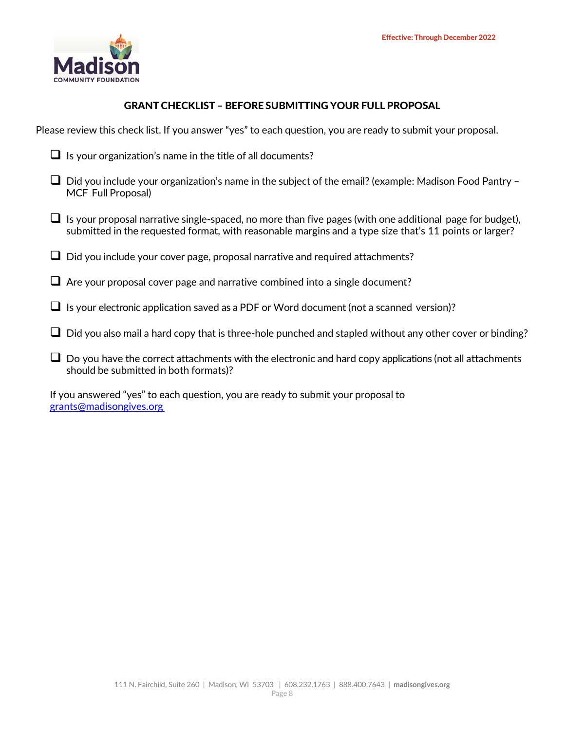Effective: Through December 2022

## GRANT CHECKLIST – BEFORE SUBMITTING YOUR FULL PROPOSAL

Please review this check list. If you answer "yes" to each question, you are ready to submit your proposal.

- ❑ Is your organization's name in the title of all documents?
- ❑ Did you include your organization's name in the subject of the email? (example: Madison Food Pantry – MCF Full Proposal)
- ❑ Is your proposal narrative single-spaced, no more than five pages (with one additional page for budget), submitted in the requested format, with reasonable margins and a type size that's 11 points or larger?
- ❑ Did you include your cover page, proposal narrative and required attachments?
- ❑ Are your proposal cover page and narrative combined into a single document?
- ❑ Is your electronic application saved as a PDF or Word document (not a scanned version)?
- ❑ Did you also mail a hard copy that is three-hole punched and stapled without any other cover or binding?
- ❑ Do you have the correct attachments with the electronic and hard copy applications (not all attachments should be submitted in both formats)?

If you answered "yes" to each question, you are ready to submit your proposal to grants@madisongives.org

111 N. Fairchild, Suite 260 | Madison, WI 53703 | 608.232.1763 | 888.400.7643 | **madisongives.org**